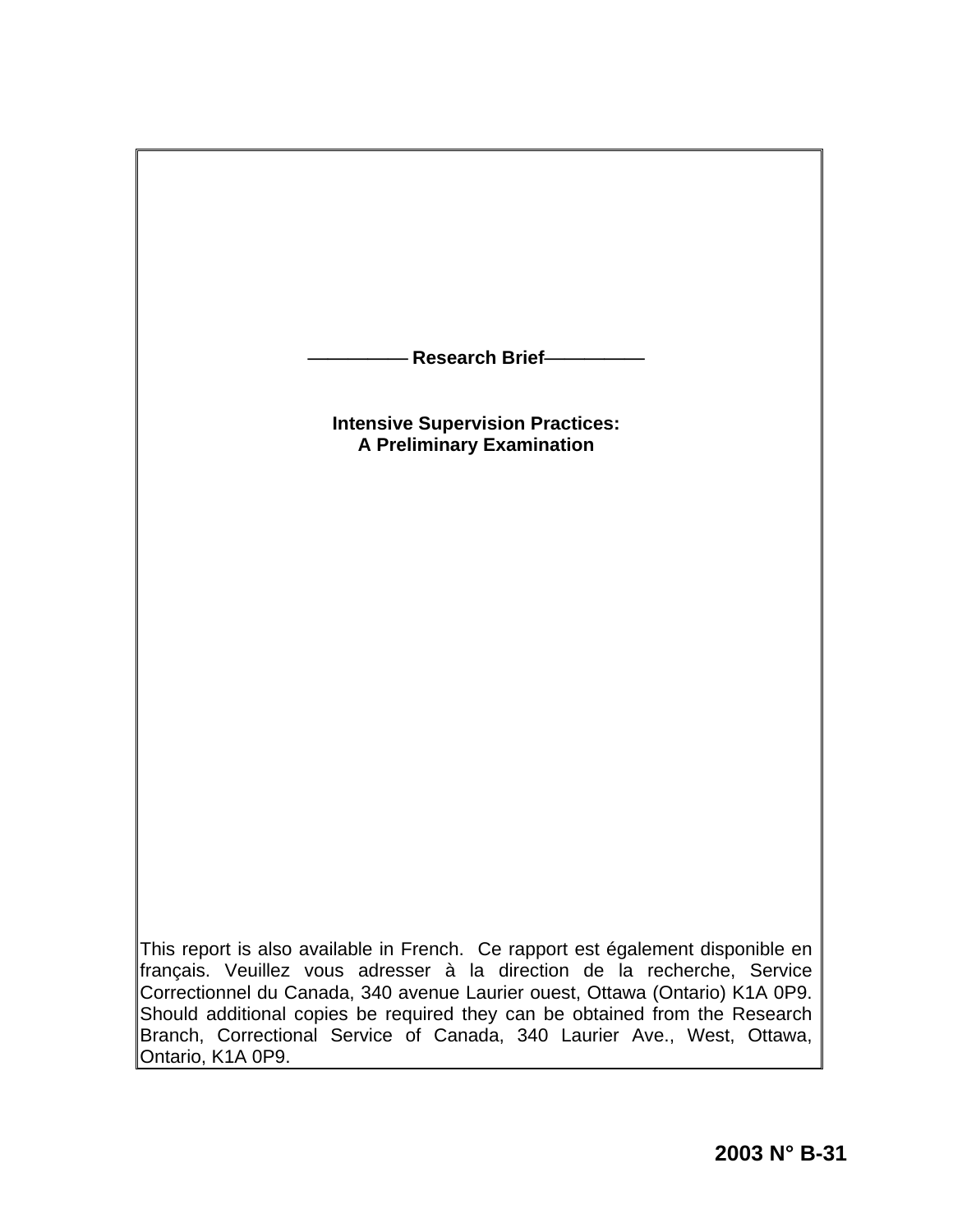**——————— Research Brief———————**

# Intensive Supervision Practices: A Preliminary Examination

This report is also available in French. Ce rapport est également disponible en français. Veuillez vous adresser à la direction de la recherche, Service Correctionnel du Canada, 340 avenue Laurier ouest, Ottawa (Ontario) K1A 0P9. Should additional copies be required they can be obtained from the Research Branch, Correctional Service of Canada, 340 Laurier Ave., West, Ottawa, Ontario, K1A 0P9.

**2003 N° B-31**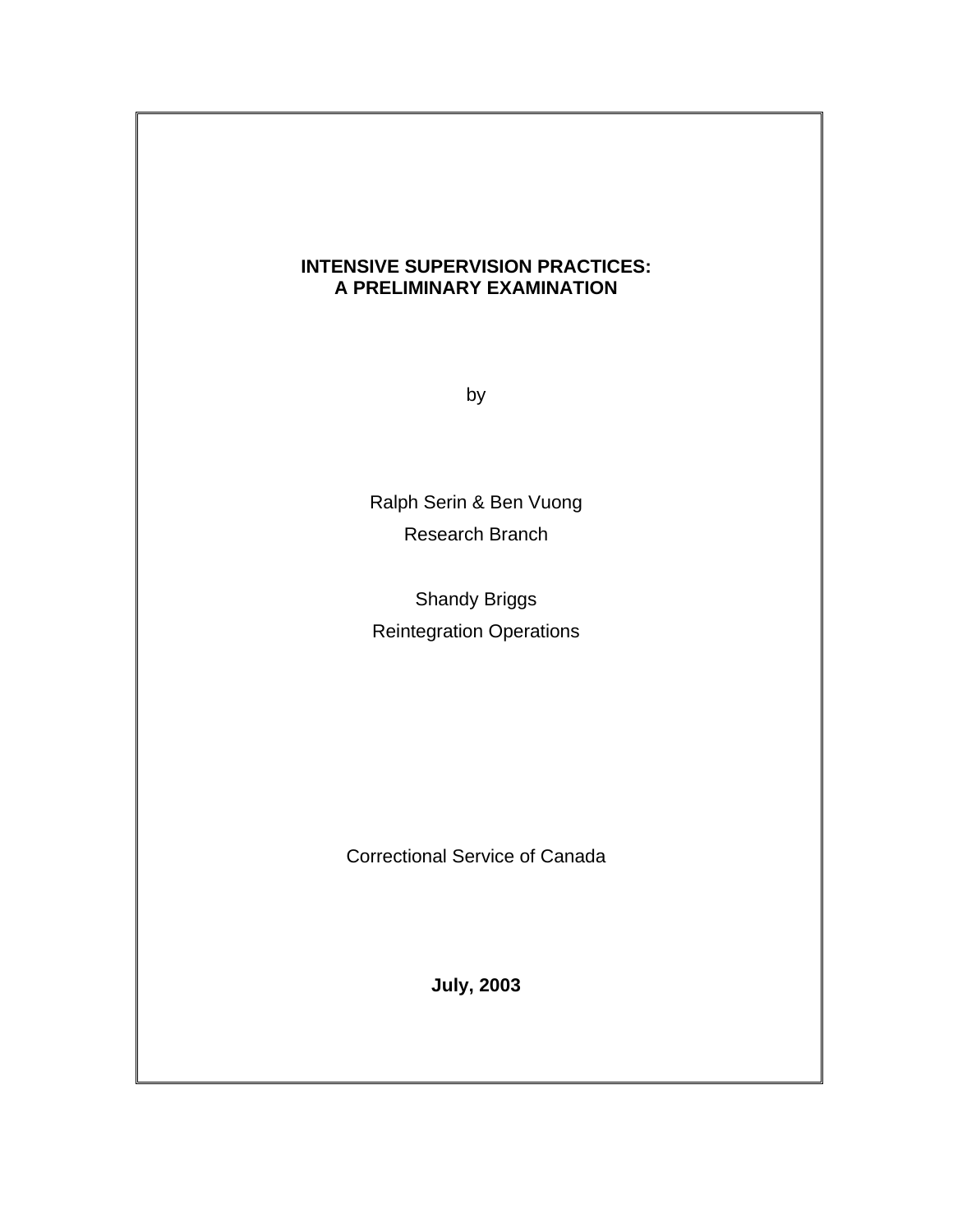# INTENSIVE SUPERVISION PRACTICES: A PRELIMINARY EXAMINATION

by

Ralph Serin & Ben Vuong

Research Branch

Shandy Briggs

Reintegration Operations

Correctional Service of Canada

**July, 2003**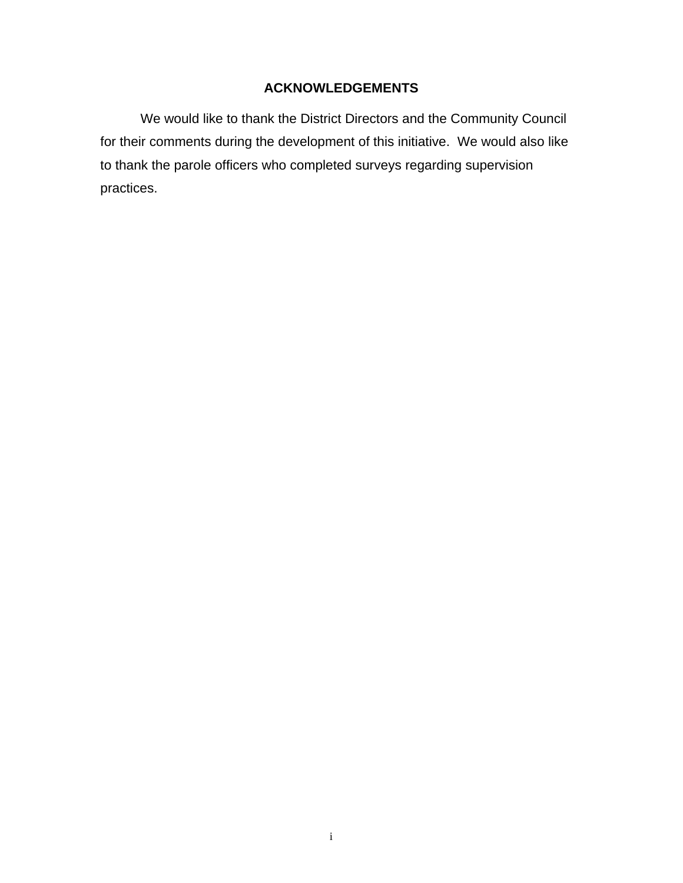## ACKNOWLEDGEMENTS

We would like to thank the District Directors and the Community Council for their comments during the development of this initiative. We would also like to thank the parole officers who completed surveys regarding supervision practices.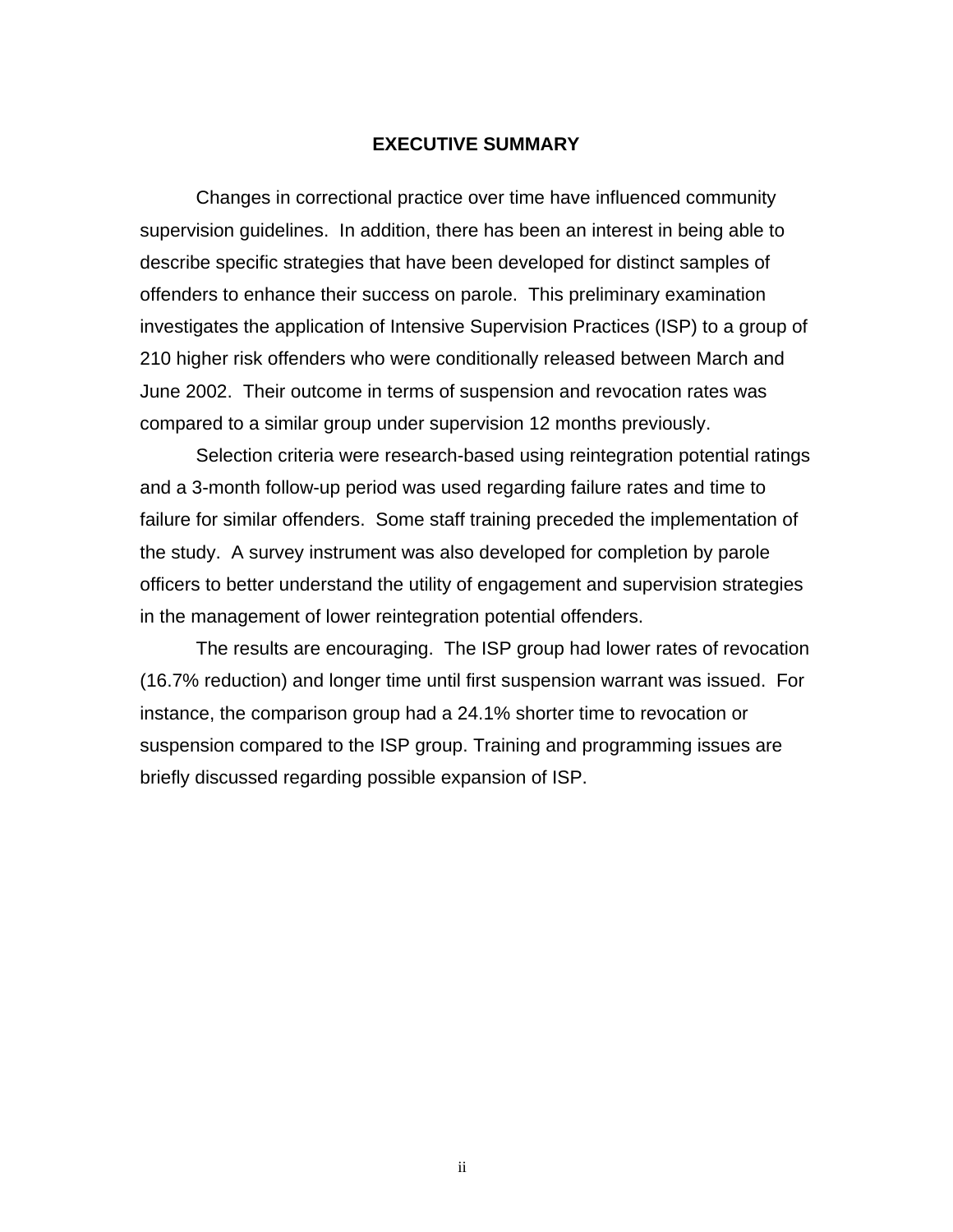# EXECUTIVE SUMMARY

Changes in correctional practice over time have influenced community supervision guidelines. In addition, there has been an interest in being able to describe specific strategies that have been developed for distinct samples of offenders to enhance their success on parole. This preliminary examination investigates the application of Intensive Supervision Practices (ISP) to a group of 210 higher risk offenders who were conditionally released between March and June 2002. Their outcome in terms of suspension and revocation rates was compared to a similar group under supervision 12 months previously.

Selection criteria were research-based using reintegration potential ratings and a 3-month follow-up period was used regarding failure rates and time to failure for similar offenders. Some staff training preceded the implementation of the study. A survey instrument was also developed for completion by parole officers to better understand the utility of engagement and supervision strategies in the management of lower reintegration potential offenders.

The results are encouraging. The ISP group had lower rates of revocation (16.7% reduction) and longer time until first suspension warrant was issued. For instance, the comparison group had a 24.1% shorter time to revocation or suspension compared to the ISP group. Training and programming issues are briefly discussed regarding possible expansion of ISP.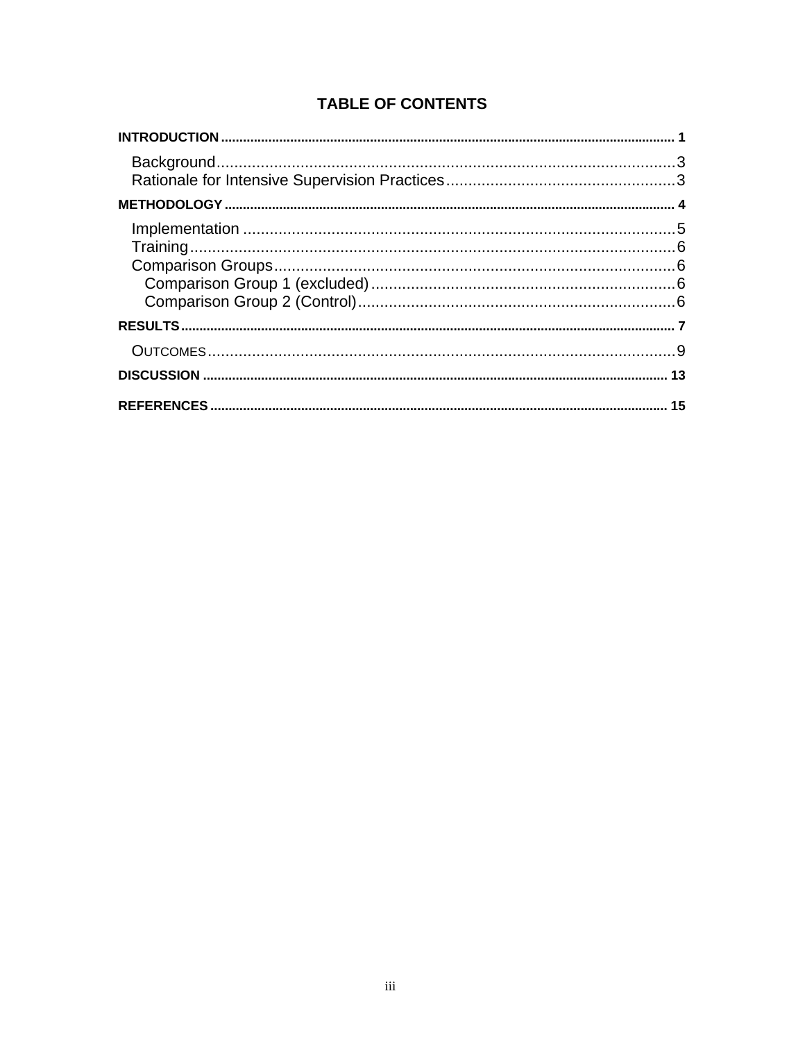# TABLE OF CONTENTS

**INTRODUCTION** .......... 1

- Background .......... 3
- Rationale for Intensive Supervision Practices .......... 3

**METHODOLOGY** .......... 4

- Implementation .......... 5
- Training .......... 6
- Comparison Groups .......... 6
  - Comparison Group 1 (excluded) .......... 6
  - Comparison Group 2 (Control) .......... 6

**RESULTS** .......... 7

- OUTCOMES .......... 9

**DISCUSSION** .......... 13

**REFERENCES** .......... 15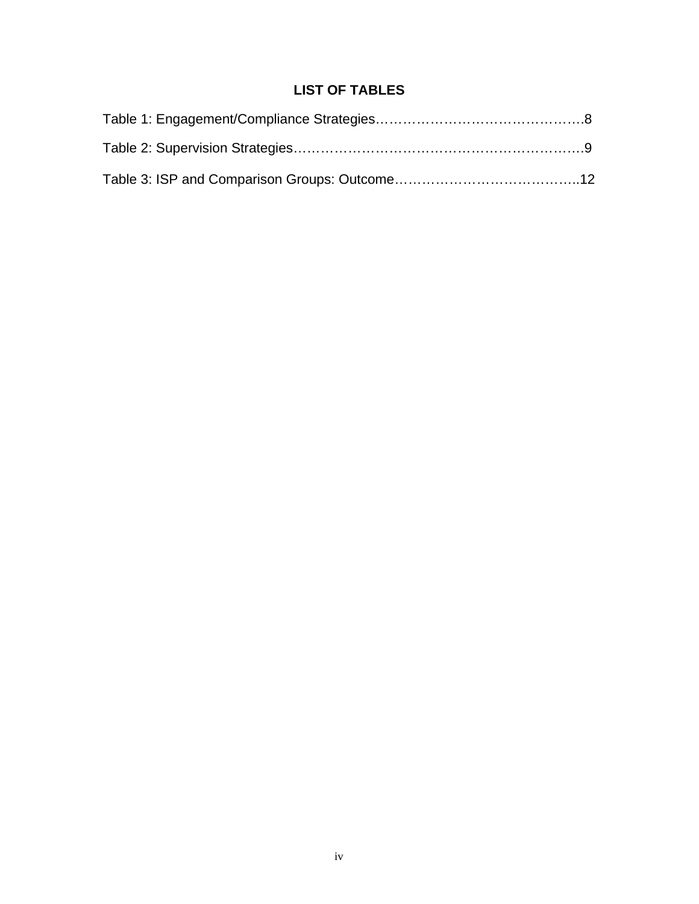# LIST OF TABLES

Table 1: Engagement/Compliance Strategies……………………………………….8

Table 2: Supervision Strategies…………………………………………………….9

Table 3: ISP and Comparison Groups: Outcome…………………………………..12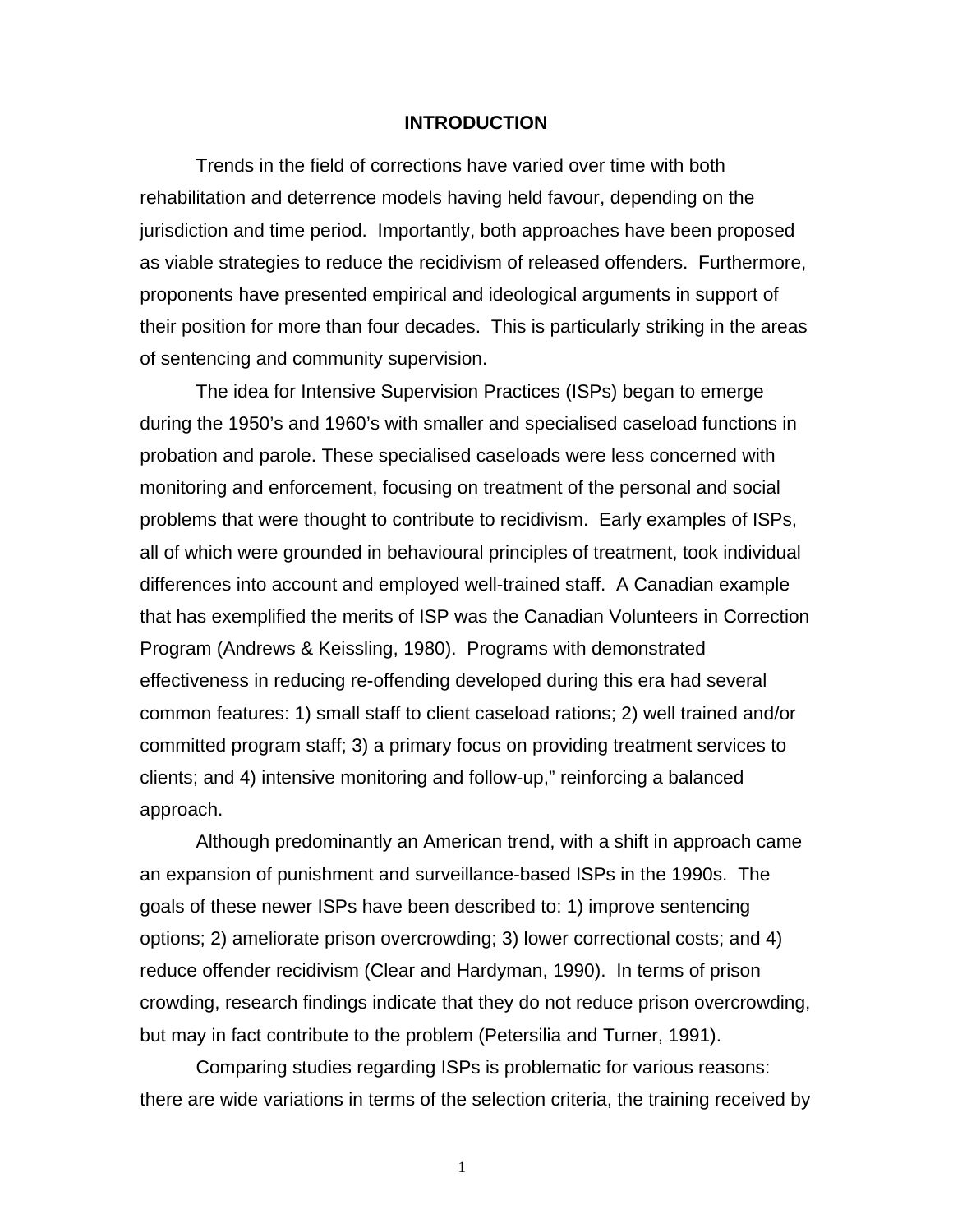# INTRODUCTION

Trends in the field of corrections have varied over time with both rehabilitation and deterrence models having held favour, depending on the jurisdiction and time period. Importantly, both approaches have been proposed as viable strategies to reduce the recidivism of released offenders. Furthermore, proponents have presented empirical and ideological arguments in support of their position for more than four decades. This is particularly striking in the areas of sentencing and community supervision.

The idea for Intensive Supervision Practices (ISPs) began to emerge during the 1950's and 1960's with smaller and specialised caseload functions in probation and parole. These specialised caseloads were less concerned with monitoring and enforcement, focusing on treatment of the personal and social problems that were thought to contribute to recidivism. Early examples of ISPs, all of which were grounded in behavioural principles of treatment, took individual differences into account and employed well-trained staff. A Canadian example that has exemplified the merits of ISP was the Canadian Volunteers in Correction Program (Andrews & Keissling, 1980). Programs with demonstrated effectiveness in reducing re-offending developed during this era had several common features: 1) small staff to client caseload rations; 2) well trained and/or committed program staff; 3) a primary focus on providing treatment services to clients; and 4) intensive monitoring and follow-up," reinforcing a balanced approach.

Although predominantly an American trend, with a shift in approach came an expansion of punishment and surveillance-based ISPs in the 1990s. The goals of these newer ISPs have been described to: 1) improve sentencing options; 2) ameliorate prison overcrowding; 3) lower correctional costs; and 4) reduce offender recidivism (Clear and Hardyman, 1990). In terms of prison crowding, research findings indicate that they do not reduce prison overcrowding, but may in fact contribute to the problem (Petersilia and Turner, 1991).

Comparing studies regarding ISPs is problematic for various reasons: there are wide variations in terms of the selection criteria, the training received by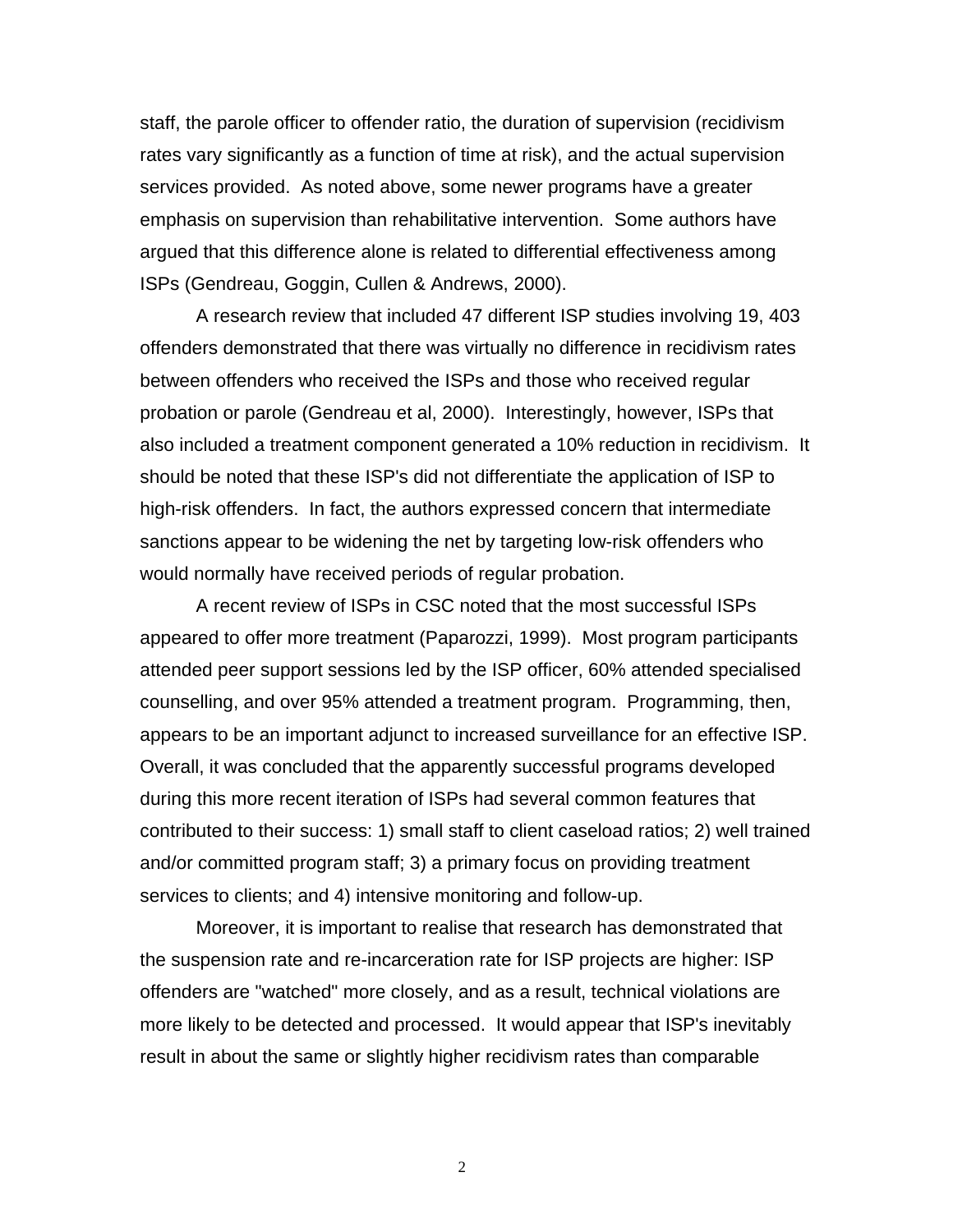staff, the parole officer to offender ratio, the duration of supervision (recidivism rates vary significantly as a function of time at risk), and the actual supervision services provided. As noted above, some newer programs have a greater emphasis on supervision than rehabilitative intervention. Some authors have argued that this difference alone is related to differential effectiveness among ISPs (Gendreau, Goggin, Cullen & Andrews, 2000).

A research review that included 47 different ISP studies involving 19, 403 offenders demonstrated that there was virtually no difference in recidivism rates between offenders who received the ISPs and those who received regular probation or parole (Gendreau et al, 2000). Interestingly, however, ISPs that also included a treatment component generated a 10% reduction in recidivism. It should be noted that these ISP's did not differentiate the application of ISP to high-risk offenders. In fact, the authors expressed concern that intermediate sanctions appear to be widening the net by targeting low-risk offenders who would normally have received periods of regular probation.

A recent review of ISPs in CSC noted that the most successful ISPs appeared to offer more treatment (Paparozzi, 1999). Most program participants attended peer support sessions led by the ISP officer, 60% attended specialised counselling, and over 95% attended a treatment program. Programming, then, appears to be an important adjunct to increased surveillance for an effective ISP. Overall, it was concluded that the apparently successful programs developed during this more recent iteration of ISPs had several common features that contributed to their success: 1) small staff to client caseload ratios; 2) well trained and/or committed program staff; 3) a primary focus on providing treatment services to clients; and 4) intensive monitoring and follow-up.

Moreover, it is important to realise that research has demonstrated that the suspension rate and re-incarceration rate for ISP projects are higher: ISP offenders are "watched" more closely, and as a result, technical violations are more likely to be detected and processed. It would appear that ISP's inevitably result in about the same or slightly higher recidivism rates than comparable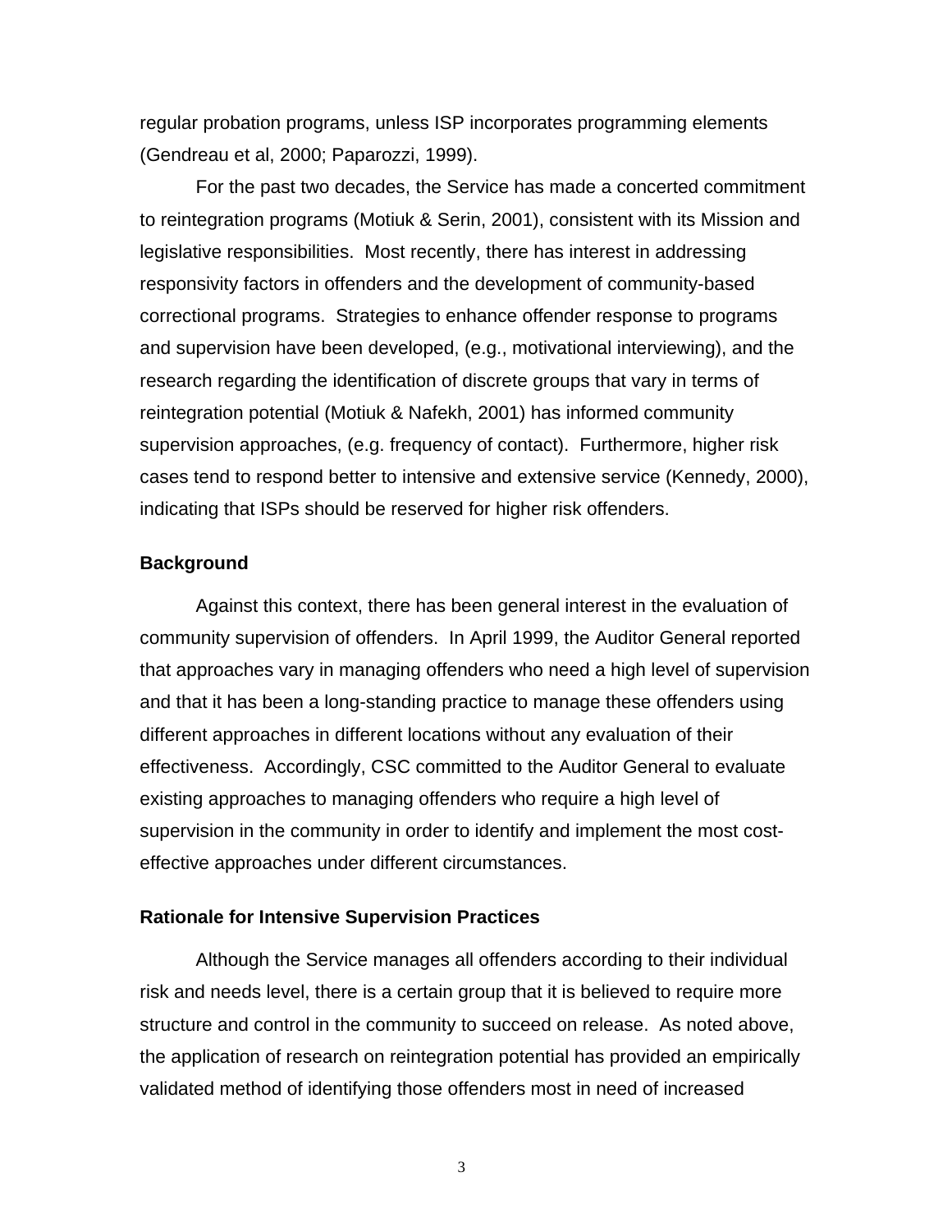regular probation programs, unless ISP incorporates programming elements (Gendreau et al, 2000; Paparozzi, 1999).

For the past two decades, the Service has made a concerted commitment to reintegration programs (Motiuk & Serin, 2001), consistent with its Mission and legislative responsibilities. Most recently, there has interest in addressing responsivity factors in offenders and the development of community-based correctional programs. Strategies to enhance offender response to programs and supervision have been developed, (e.g., motivational interviewing), and the research regarding the identification of discrete groups that vary in terms of reintegration potential (Motiuk & Nafekh, 2001) has informed community supervision approaches, (e.g. frequency of contact). Furthermore, higher risk cases tend to respond better to intensive and extensive service (Kennedy, 2000), indicating that ISPs should be reserved for higher risk offenders.

### Background

Against this context, there has been general interest in the evaluation of community supervision of offenders. In April 1999, the Auditor General reported that approaches vary in managing offenders who need a high level of supervision and that it has been a long-standing practice to manage these offenders using different approaches in different locations without any evaluation of their effectiveness. Accordingly, CSC committed to the Auditor General to evaluate existing approaches to managing offenders who require a high level of supervision in the community in order to identify and implement the most cost-effective approaches under different circumstances.

### Rationale for Intensive Supervision Practices

Although the Service manages all offenders according to their individual risk and needs level, there is a certain group that it is believed to require more structure and control in the community to succeed on release. As noted above, the application of research on reintegration potential has provided an empirically validated method of identifying those offenders most in need of increased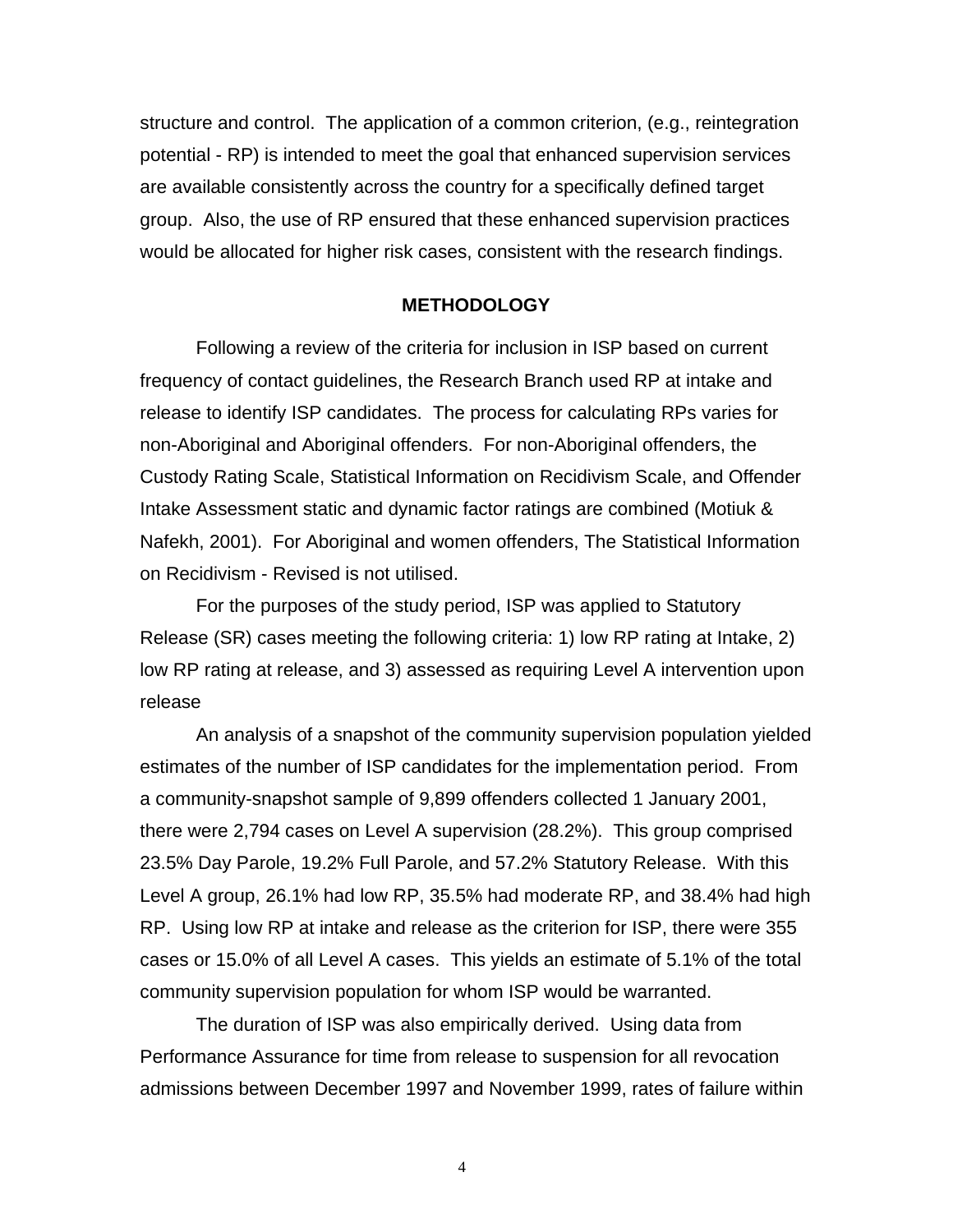structure and control. The application of a common criterion, (e.g., reintegration potential - RP) is intended to meet the goal that enhanced supervision services are available consistently across the country for a specifically defined target group. Also, the use of RP ensured that these enhanced supervision practices would be allocated for higher risk cases, consistent with the research findings.

## METHODOLOGY

Following a review of the criteria for inclusion in ISP based on current frequency of contact guidelines, the Research Branch used RP at intake and release to identify ISP candidates. The process for calculating RPs varies for non-Aboriginal and Aboriginal offenders. For non-Aboriginal offenders, the Custody Rating Scale, Statistical Information on Recidivism Scale, and Offender Intake Assessment static and dynamic factor ratings are combined (Motiuk & Nafekh, 2001). For Aboriginal and women offenders, The Statistical Information on Recidivism - Revised is not utilised.

For the purposes of the study period, ISP was applied to Statutory Release (SR) cases meeting the following criteria: 1) low RP rating at Intake, 2) low RP rating at release, and 3) assessed as requiring Level A intervention upon release

An analysis of a snapshot of the community supervision population yielded estimates of the number of ISP candidates for the implementation period. From a community-snapshot sample of 9,899 offenders collected 1 January 2001, there were 2,794 cases on Level A supervision (28.2%). This group comprised 23.5% Day Parole, 19.2% Full Parole, and 57.2% Statutory Release. With this Level A group, 26.1% had low RP, 35.5% had moderate RP, and 38.4% had high RP. Using low RP at intake and release as the criterion for ISP, there were 355 cases or 15.0% of all Level A cases. This yields an estimate of 5.1% of the total community supervision population for whom ISP would be warranted.

The duration of ISP was also empirically derived. Using data from Performance Assurance for time from release to suspension for all revocation admissions between December 1997 and November 1999, rates of failure within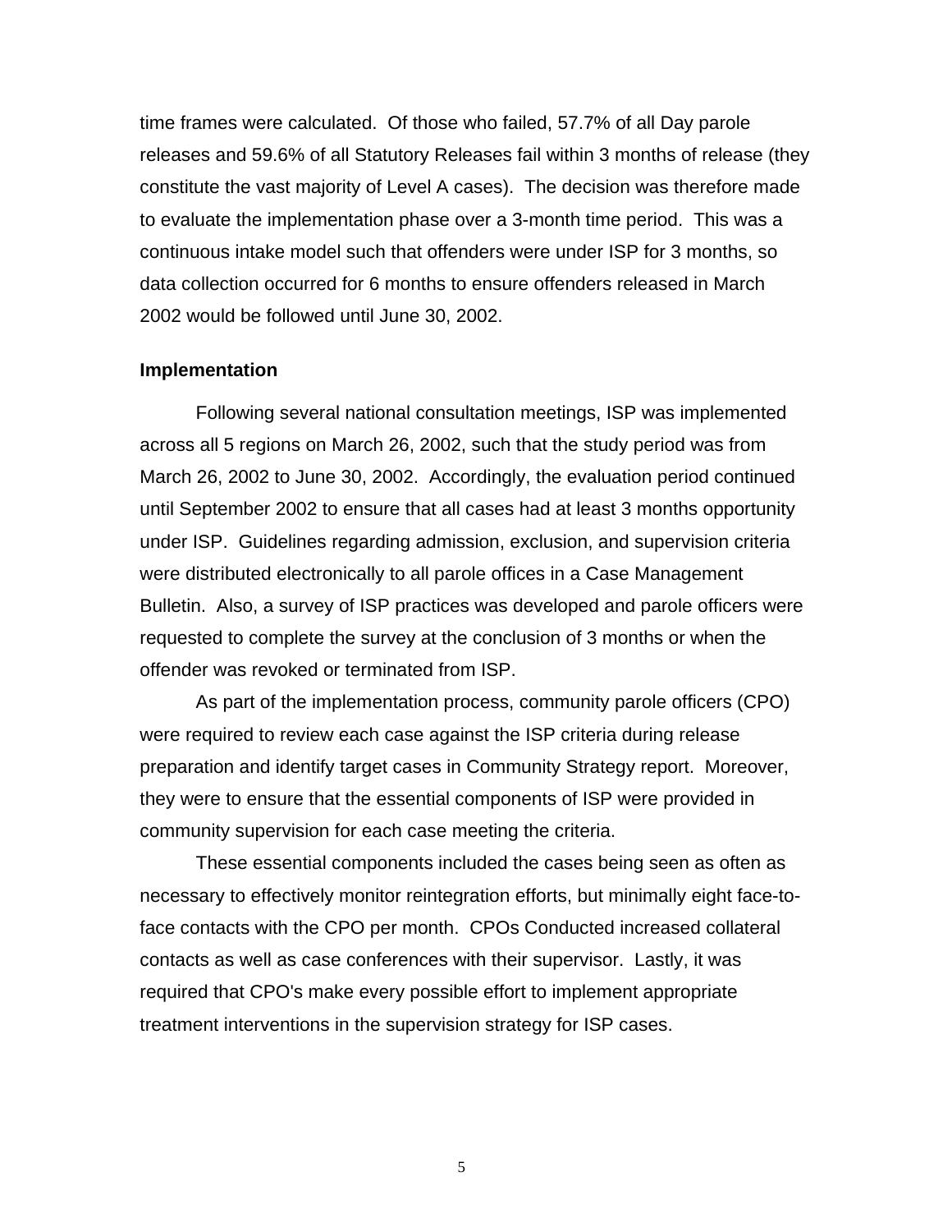time frames were calculated. Of those who failed, 57.7% of all Day parole releases and 59.6% of all Statutory Releases fail within 3 months of release (they constitute the vast majority of Level A cases). The decision was therefore made to evaluate the implementation phase over a 3-month time period. This was a continuous intake model such that offenders were under ISP for 3 months, so data collection occurred for 6 months to ensure offenders released in March 2002 would be followed until June 30, 2002.

**Implementation**

Following several national consultation meetings, ISP was implemented across all 5 regions on March 26, 2002, such that the study period was from March 26, 2002 to June 30, 2002. Accordingly, the evaluation period continued until September 2002 to ensure that all cases had at least 3 months opportunity under ISP. Guidelines regarding admission, exclusion, and supervision criteria were distributed electronically to all parole offices in a Case Management Bulletin. Also, a survey of ISP practices was developed and parole officers were requested to complete the survey at the conclusion of 3 months or when the offender was revoked or terminated from ISP.

As part of the implementation process, community parole officers (CPO) were required to review each case against the ISP criteria during release preparation and identify target cases in Community Strategy report. Moreover, they were to ensure that the essential components of ISP were provided in community supervision for each case meeting the criteria.

These essential components included the cases being seen as often as necessary to effectively monitor reintegration efforts, but minimally eight face-to-face contacts with the CPO per month. CPOs Conducted increased collateral contacts as well as case conferences with their supervisor. Lastly, it was required that CPO's make every possible effort to implement appropriate treatment interventions in the supervision strategy for ISP cases.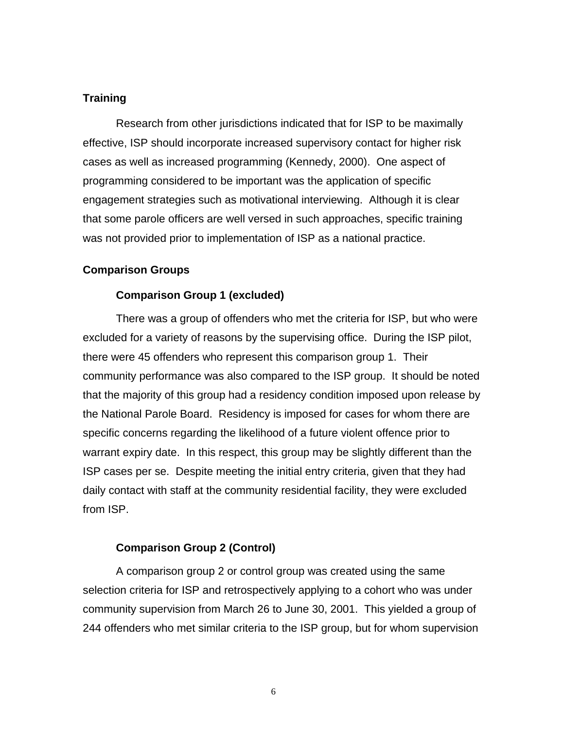## Training

Research from other jurisdictions indicated that for ISP to be maximally effective, ISP should incorporate increased supervisory contact for higher risk cases as well as increased programming (Kennedy, 2000). One aspect of programming considered to be important was the application of specific engagement strategies such as motivational interviewing. Although it is clear that some parole officers are well versed in such approaches, specific training was not provided prior to implementation of ISP as a national practice.

## Comparison Groups

### Comparison Group 1 (excluded)

There was a group of offenders who met the criteria for ISP, but who were excluded for a variety of reasons by the supervising office. During the ISP pilot, there were 45 offenders who represent this comparison group 1. Their community performance was also compared to the ISP group. It should be noted that the majority of this group had a residency condition imposed upon release by the National Parole Board. Residency is imposed for cases for whom there are specific concerns regarding the likelihood of a future violent offence prior to warrant expiry date. In this respect, this group may be slightly different than the ISP cases per se. Despite meeting the initial entry criteria, given that they had daily contact with staff at the community residential facility, they were excluded from ISP.

### Comparison Group 2 (Control)

A comparison group 2 or control group was created using the same selection criteria for ISP and retrospectively applying to a cohort who was under community supervision from March 26 to June 30, 2001. This yielded a group of 244 offenders who met similar criteria to the ISP group, but for whom supervision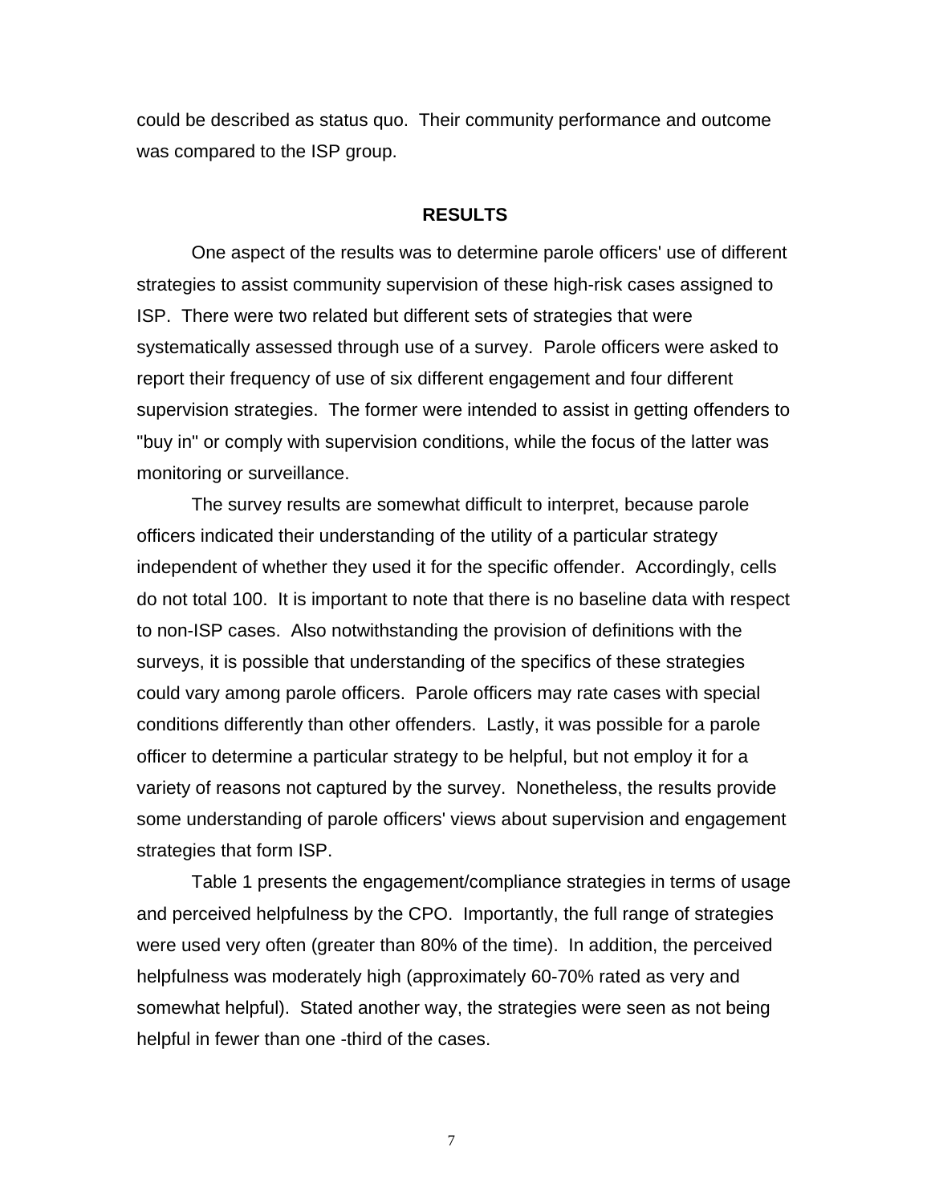could be described as status quo. Their community performance and outcome was compared to the ISP group.

## RESULTS

One aspect of the results was to determine parole officers' use of different strategies to assist community supervision of these high-risk cases assigned to ISP. There were two related but different sets of strategies that were systematically assessed through use of a survey. Parole officers were asked to report their frequency of use of six different engagement and four different supervision strategies. The former were intended to assist in getting offenders to "buy in" or comply with supervision conditions, while the focus of the latter was monitoring or surveillance.

The survey results are somewhat difficult to interpret, because parole officers indicated their understanding of the utility of a particular strategy independent of whether they used it for the specific offender. Accordingly, cells do not total 100. It is important to note that there is no baseline data with respect to non-ISP cases. Also notwithstanding the provision of definitions with the surveys, it is possible that understanding of the specifics of these strategies could vary among parole officers. Parole officers may rate cases with special conditions differently than other offenders. Lastly, it was possible for a parole officer to determine a particular strategy to be helpful, but not employ it for a variety of reasons not captured by the survey. Nonetheless, the results provide some understanding of parole officers' views about supervision and engagement strategies that form ISP.

Table 1 presents the engagement/compliance strategies in terms of usage and perceived helpfulness by the CPO. Importantly, the full range of strategies were used very often (greater than 80% of the time). In addition, the perceived helpfulness was moderately high (approximately 60-70% rated as very and somewhat helpful). Stated another way, the strategies were seen as not being helpful in fewer than one -third of the cases.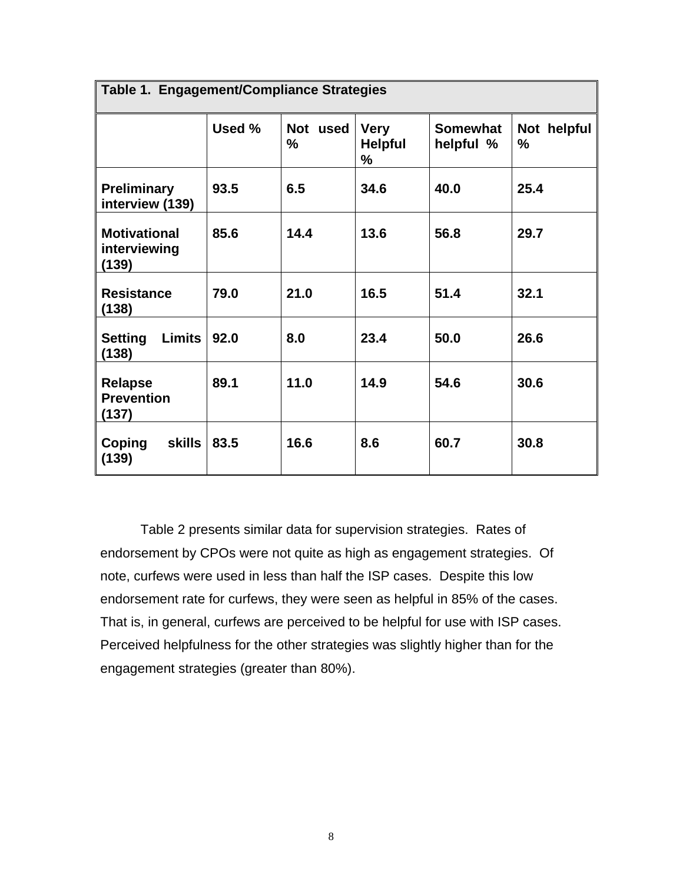| Table 1. Engagement/Compliance Strategies | | | | | |
|---|---|---|---|---|---|
| | **Used %** | **Not used %** | **Very Helpful %** | **Somewhat helpful %** | **Not helpful %** |
| **Preliminary interview (139)** | **93.5** | **6.5** | **34.6** | **40.0** | **25.4** |
| **Motivational interviewing (139)** | **85.6** | **14.4** | **13.6** | **56.8** | **29.7** |
| **Resistance (138)** | **79.0** | **21.0** | **16.5** | **51.4** | **32.1** |
| **Setting Limits (138)** | **92.0** | **8.0** | **23.4** | **50.0** | **26.6** |
| **Relapse Prevention (137)** | **89.1** | **11.0** | **14.9** | **54.6** | **30.6** |
| **Coping skills (139)** | **83.5** | **16.6** | **8.6** | **60.7** | **30.8** |

Table 2 presents similar data for supervision strategies. Rates of endorsement by CPOs were not quite as high as engagement strategies. Of note, curfews were used in less than half the ISP cases. Despite this low endorsement rate for curfews, they were seen as helpful in 85% of the cases. That is, in general, curfews are perceived to be helpful for use with ISP cases. Perceived helpfulness for the other strategies was slightly higher than for the engagement strategies (greater than 80%).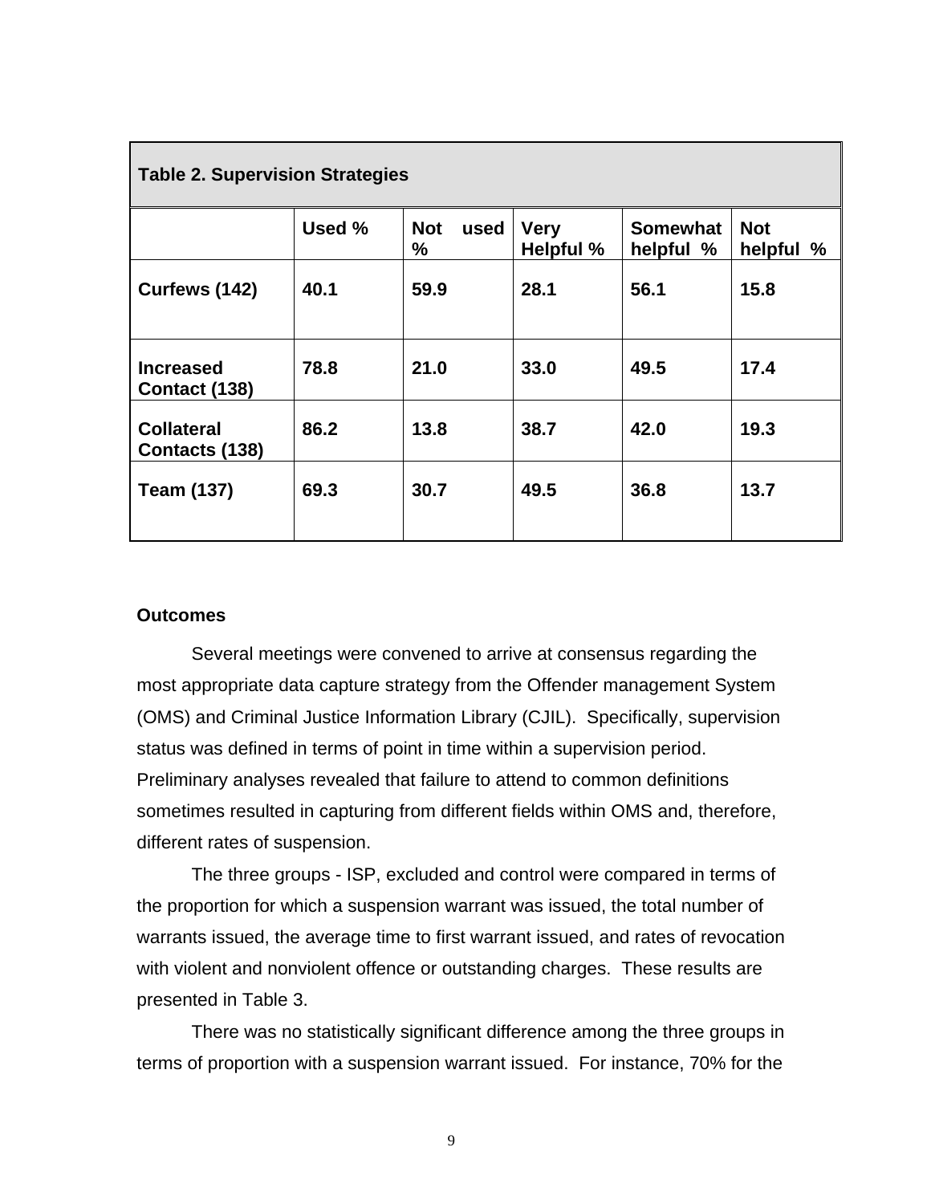| Table 2. Supervision Strategies | | | | | |
|---|---|---|---|---|---|
| | **Used %** | **Not used %** | **Very Helpful %** | **Somewhat helpful %** | **Not helpful %** |
| **Curfews (142)** | **40.1** | **59.9** | **28.1** | **56.1** | **15.8** |
| **Increased Contact (138)** | **78.8** | **21.0** | **33.0** | **49.5** | **17.4** |
| **Collateral Contacts (138)** | **86.2** | **13.8** | **38.7** | **42.0** | **19.3** |
| **Team (137)** | **69.3** | **30.7** | **49.5** | **36.8** | **13.7** |

### Outcomes

Several meetings were convened to arrive at consensus regarding the most appropriate data capture strategy from the Offender management System (OMS) and Criminal Justice Information Library (CJIL). Specifically, supervision status was defined in terms of point in time within a supervision period. Preliminary analyses revealed that failure to attend to common definitions sometimes resulted in capturing from different fields within OMS and, therefore, different rates of suspension.

The three groups - ISP, excluded and control were compared in terms of the proportion for which a suspension warrant was issued, the total number of warrants issued, the average time to first warrant issued, and rates of revocation with violent and nonviolent offence or outstanding charges. These results are presented in Table 3.

There was no statistically significant difference among the three groups in terms of proportion with a suspension warrant issued. For instance, 70% for the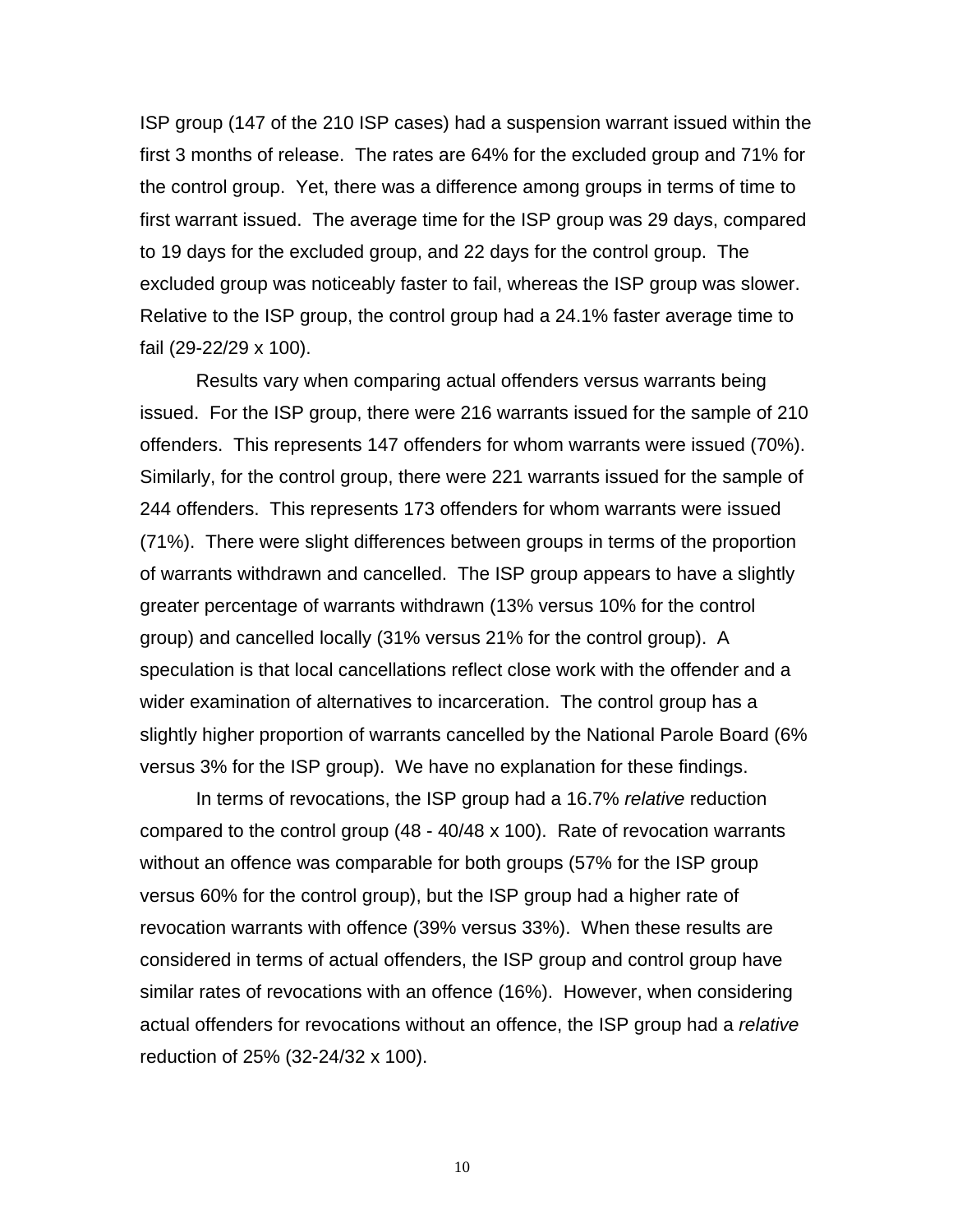ISP group (147 of the 210 ISP cases) had a suspension warrant issued within the first 3 months of release. The rates are 64% for the excluded group and 71% for the control group. Yet, there was a difference among groups in terms of time to first warrant issued. The average time for the ISP group was 29 days, compared to 19 days for the excluded group, and 22 days for the control group. The excluded group was noticeably faster to fail, whereas the ISP group was slower. Relative to the ISP group, the control group had a 24.1% faster average time to fail (29-22/29 x 100).

Results vary when comparing actual offenders versus warrants being issued. For the ISP group, there were 216 warrants issued for the sample of 210 offenders. This represents 147 offenders for whom warrants were issued (70%). Similarly, for the control group, there were 221 warrants issued for the sample of 244 offenders. This represents 173 offenders for whom warrants were issued (71%). There were slight differences between groups in terms of the proportion of warrants withdrawn and cancelled. The ISP group appears to have a slightly greater percentage of warrants withdrawn (13% versus 10% for the control group) and cancelled locally (31% versus 21% for the control group). A speculation is that local cancellations reflect close work with the offender and a wider examination of alternatives to incarceration. The control group has a slightly higher proportion of warrants cancelled by the National Parole Board (6% versus 3% for the ISP group). We have no explanation for these findings.

In terms of revocations, the ISP group had a 16.7% *relative* reduction compared to the control group (48 - 40/48 x 100). Rate of revocation warrants without an offence was comparable for both groups (57% for the ISP group versus 60% for the control group), but the ISP group had a higher rate of revocation warrants with offence (39% versus 33%). When these results are considered in terms of actual offenders, the ISP group and control group have similar rates of revocations with an offence (16%). However, when considering actual offenders for revocations without an offence, the ISP group had a *relative* reduction of 25% (32-24/32 x 100).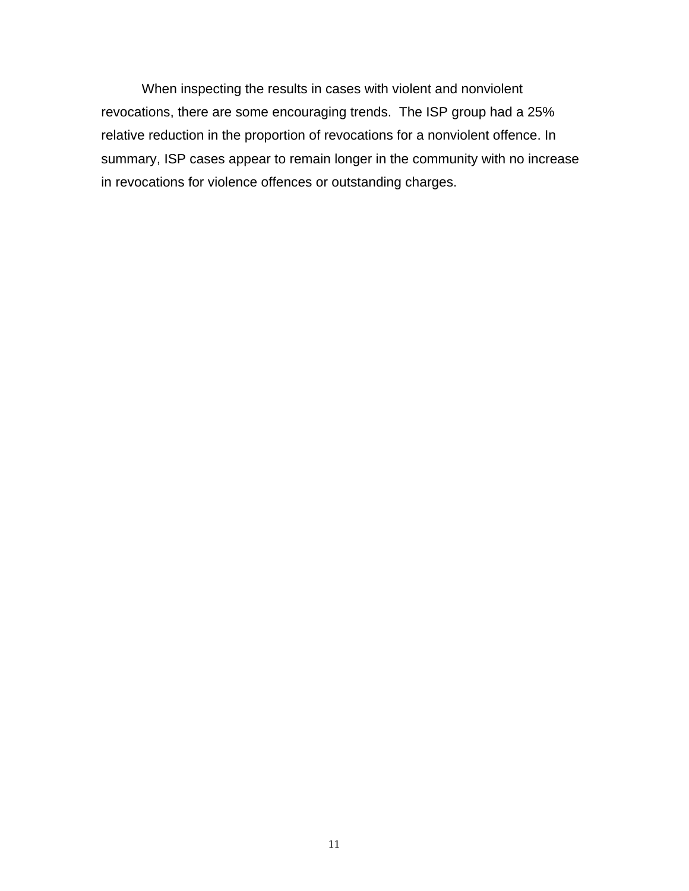When inspecting the results in cases with violent and nonviolent revocations, there are some encouraging trends. The ISP group had a 25% relative reduction in the proportion of revocations for a nonviolent offence. In summary, ISP cases appear to remain longer in the community with no increase in revocations for violence offences or outstanding charges.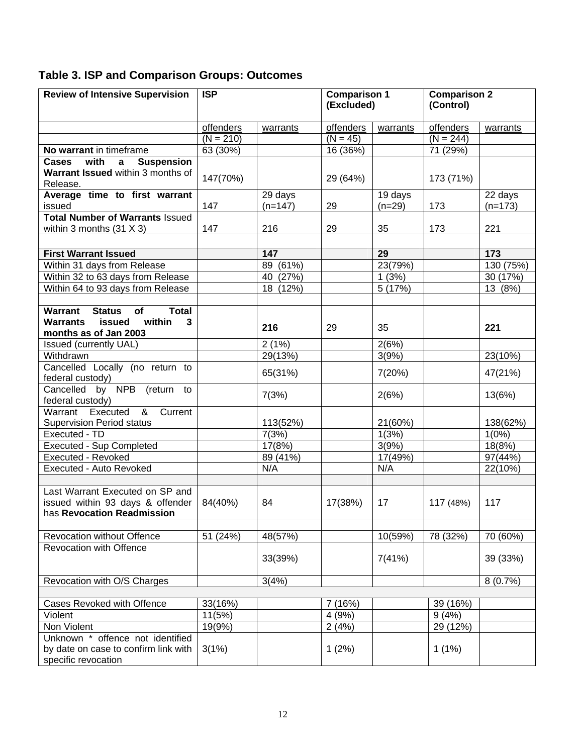## Table 3. ISP and Comparison Groups: Outcomes

| Review of Intensive Supervision | ISP | | Comparison 1 (Excluded) | | Comparison 2 (Control) | |
|---|---|---|---|---|---|---|
| | offenders | warrants | offenders | warrants | offenders | warrants |
| | (N = 210) | | (N = 45) | | (N = 244) | |
| **No warrant** in timeframe | 63 (30%) | | 16 (36%) | | 71 (29%) | |
| **Cases with a Suspension Warrant Issued** within 3 months of Release. | 147(70%) | | 29 (64%) | | 173 (71%) | |
| **Average time to first warrant** issued | 147 | 29 days (n=147) | 29 | 19 days (n=29) | 173 | 22 days (n=173) |
| **Total Number of Warrants** Issued within 3 months (31 X 3) | 147 | 216 | 29 | 35 | 173 | 221 |
| | | | | | | |
| **First Warrant Issued** | | **147** | | **29** | | **173** |
| Within 31 days from Release | | 89 (61%) | | 23(79%) | | 130 (75%) |
| Within 32 to 63 days from Release | | 40 (27%) | | 1 (3%) | | 30 (17%) |
| Within 64 to 93 days from Release | | 18 (12%) | | 5 (17%) | | 13 (8%) |
| | | | | | | |
| **Warrant Status of Total Warrants issued within 3 months as of Jan 2003** | | **216** | 29 | 35 | | **221** |
| Issued (currently UAL) | | 2 (1%) | | 2(6%) | | |
| Withdrawn | | 29(13%) | | 3(9%) | | 23(10%) |
| Cancelled Locally (no return to federal custody) | | 65(31%) | | 7(20%) | | 47(21%) |
| Cancelled by NPB (return to federal custody) | | 7(3%) | | 2(6%) | | 13(6%) |
| Warrant Executed & Current Supervision Period status | | 113(52%) | | 21(60%) | | 138(62%) |
| Executed - TD | | 7(3%) | | 1(3%) | | 1(0%) |
| Executed - Sup Completed | | 17(8%) | | 3(9%) | | 18(8%) |
| Executed - Revoked | | 89 (41%) | | 17(49%) | | 97(44%) |
| Executed - Auto Revoked | | N/A | | N/A | | 22(10%) |
| | | | | | | |
| Last Warrant Executed on SP and issued within 93 days & offender has **Revocation Readmission** | 84(40%) | 84 | 17(38%) | 17 | 117 (48%) | 117 |
| | | | | | | |
| Revocation without Offence | 51 (24%) | 48(57%) | | 10(59%) | 78 (32%) | 70 (60%) |
| Revocation with Offence | | 33(39%) | | 7(41%) | | 39 (33%) |
| Revocation with O/S Charges | | 3(4%) | | | | 8 (0.7%) |
| | | | | | | |
| Cases Revoked with Offence | 33(16%) | | 7 (16%) | | 39 (16%) | |
| Violent | 11(5%) | | 4 (9%) | | 9 (4%) | |
| Non Violent | 19(9%) | | 2 (4%) | | 29 (12%) | |
| Unknown * offence not identified by date on case to confirm link with specific revocation | 3(1%) | | 1 (2%) | | 1 (1%) | |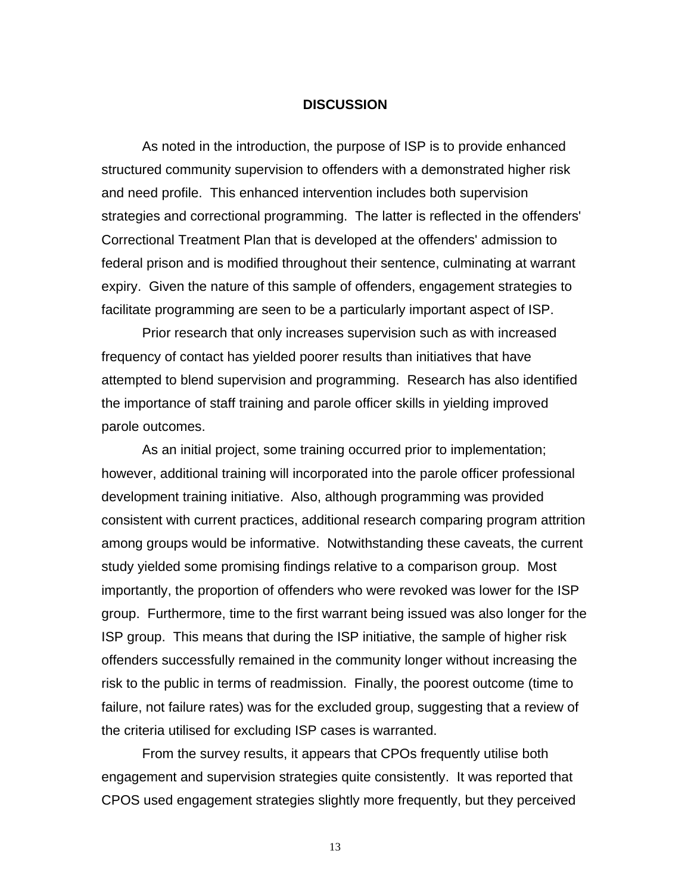## DISCUSSION

As noted in the introduction, the purpose of ISP is to provide enhanced structured community supervision to offenders with a demonstrated higher risk and need profile. This enhanced intervention includes both supervision strategies and correctional programming. The latter is reflected in the offenders' Correctional Treatment Plan that is developed at the offenders' admission to federal prison and is modified throughout their sentence, culminating at warrant expiry. Given the nature of this sample of offenders, engagement strategies to facilitate programming are seen to be a particularly important aspect of ISP.

Prior research that only increases supervision such as with increased frequency of contact has yielded poorer results than initiatives that have attempted to blend supervision and programming. Research has also identified the importance of staff training and parole officer skills in yielding improved parole outcomes.

As an initial project, some training occurred prior to implementation; however, additional training will incorporated into the parole officer professional development training initiative. Also, although programming was provided consistent with current practices, additional research comparing program attrition among groups would be informative. Notwithstanding these caveats, the current study yielded some promising findings relative to a comparison group. Most importantly, the proportion of offenders who were revoked was lower for the ISP group. Furthermore, time to the first warrant being issued was also longer for the ISP group. This means that during the ISP initiative, the sample of higher risk offenders successfully remained in the community longer without increasing the risk to the public in terms of readmission. Finally, the poorest outcome (time to failure, not failure rates) was for the excluded group, suggesting that a review of the criteria utilised for excluding ISP cases is warranted.

From the survey results, it appears that CPOs frequently utilise both engagement and supervision strategies quite consistently. It was reported that CPOS used engagement strategies slightly more frequently, but they perceived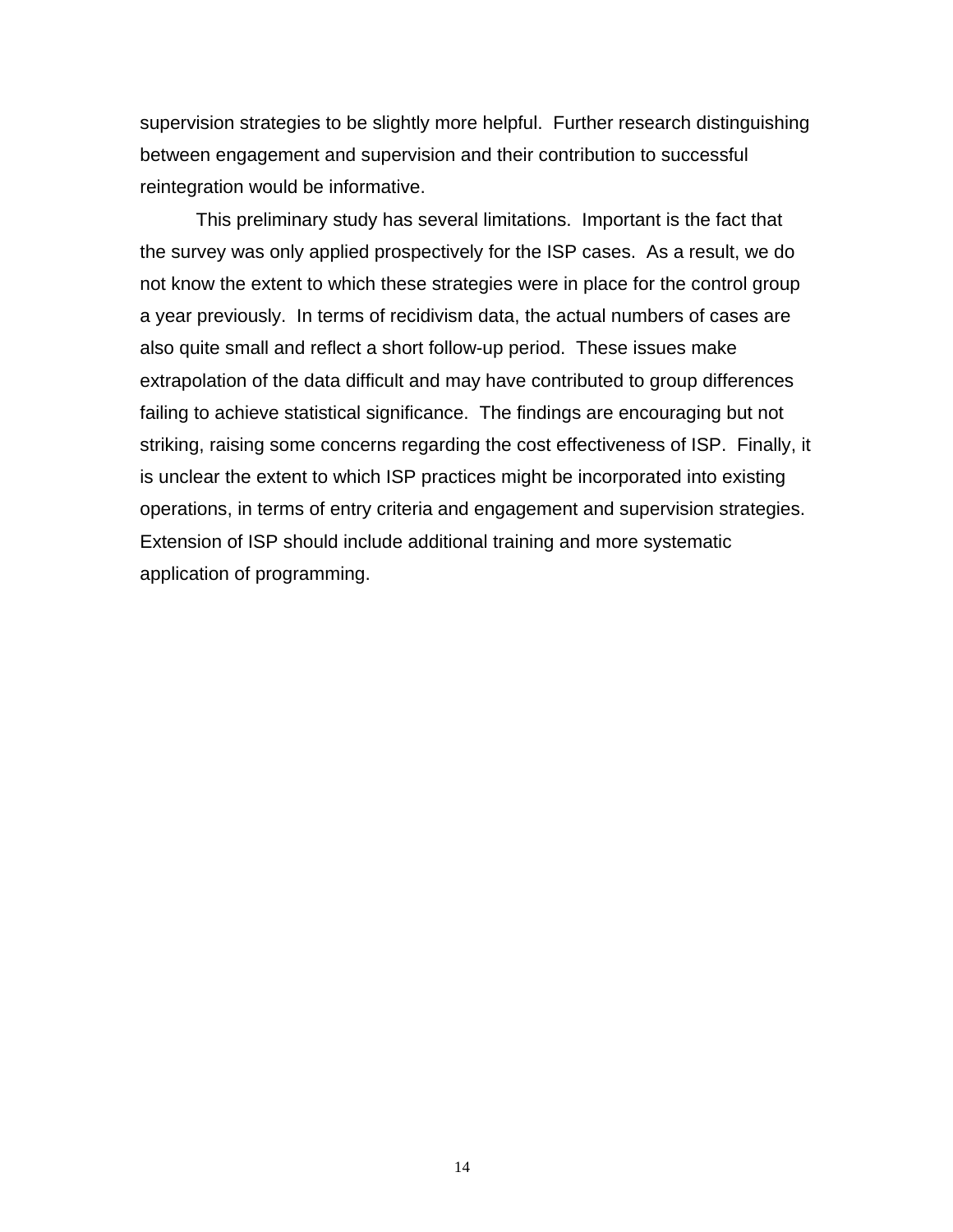supervision strategies to be slightly more helpful. Further research distinguishing between engagement and supervision and their contribution to successful reintegration would be informative.

This preliminary study has several limitations. Important is the fact that the survey was only applied prospectively for the ISP cases. As a result, we do not know the extent to which these strategies were in place for the control group a year previously. In terms of recidivism data, the actual numbers of cases are also quite small and reflect a short follow-up period. These issues make extrapolation of the data difficult and may have contributed to group differences failing to achieve statistical significance. The findings are encouraging but not striking, raising some concerns regarding the cost effectiveness of ISP. Finally, it is unclear the extent to which ISP practices might be incorporated into existing operations, in terms of entry criteria and engagement and supervision strategies. Extension of ISP should include additional training and more systematic application of programming.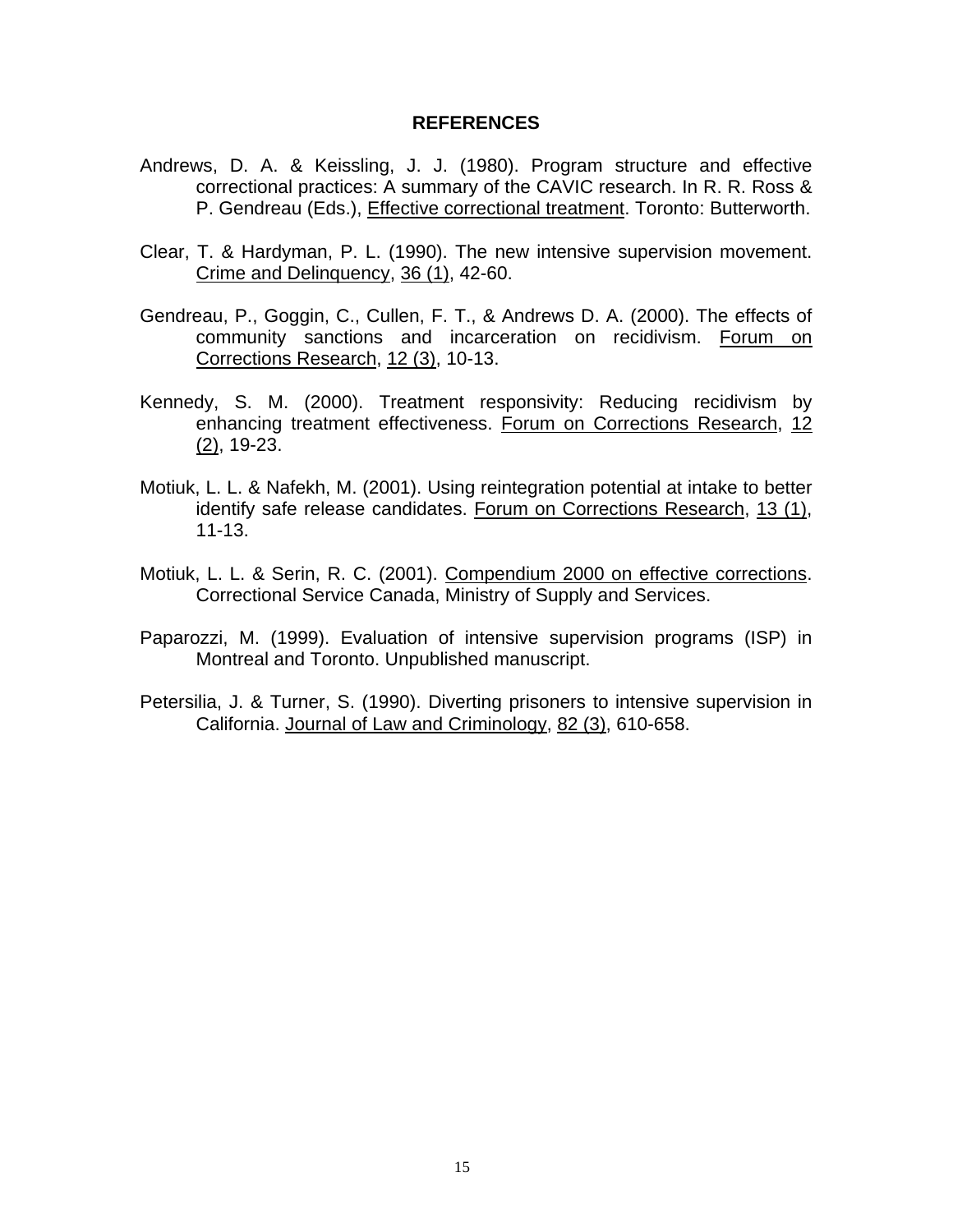# REFERENCES

Andrews, D. A. & Keissling, J. J. (1980). Program structure and effective correctional practices: A summary of the CAVIC research. In R. R. Ross & P. Gendreau (Eds.), Effective correctional treatment. Toronto: Butterworth.

Clear, T. & Hardyman, P. L. (1990). The new intensive supervision movement. Crime and Delinquency, 36 (1), 42-60.

Gendreau, P., Goggin, C., Cullen, F. T., & Andrews D. A. (2000). The effects of community sanctions and incarceration on recidivism. Forum on Corrections Research, 12 (3), 10-13.

Kennedy, S. M. (2000). Treatment responsivity: Reducing recidivism by enhancing treatment effectiveness. Forum on Corrections Research, 12 (2), 19-23.

Motiuk, L. L. & Nafekh, M. (2001). Using reintegration potential at intake to better identify safe release candidates. Forum on Corrections Research, 13 (1), 11-13.

Motiuk, L. L. & Serin, R. C. (2001). Compendium 2000 on effective corrections. Correctional Service Canada, Ministry of Supply and Services.

Paparozzi, M. (1999). Evaluation of intensive supervision programs (ISP) in Montreal and Toronto. Unpublished manuscript.

Petersilia, J. & Turner, S. (1990). Diverting prisoners to intensive supervision in California. Journal of Law and Criminology, 82 (3), 610-658.